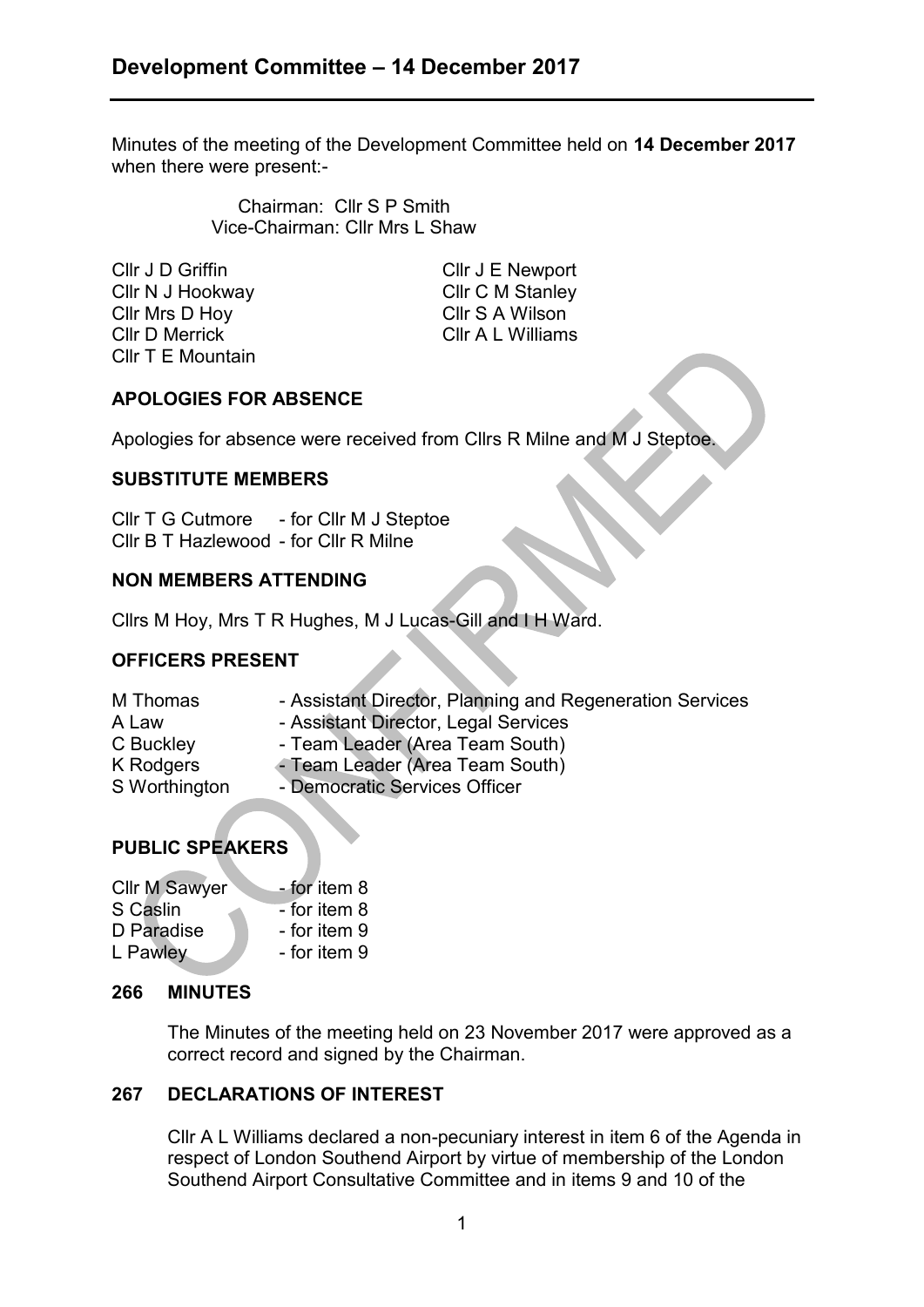# Development Committee – 14 December 2017

Minutes of the meeting of the Development Committee held on **14 December 2017** when there were present:-

Chairman: Cllr S P Smith
Vice-Chairman: Cllr Mrs L Shaw

Cllr J D Griffin
Cllr N J Hookway
Cllr Mrs D Hoy
Cllr D Merrick
Cllr T E Mountain
Cllr J E Newport
Cllr C M Stanley
Cllr S A Wilson
Cllr A L Williams

## APOLOGIES FOR ABSENCE

Apologies for absence were received from Cllrs R Milne and M J Steptoe.

## SUBSTITUTE MEMBERS

Cllr T G Cutmore - for Cllr M J Steptoe
Cllr B T Hazlewood - for Cllr R Milne

## NON MEMBERS ATTENDING

Cllrs M Hoy, Mrs T R Hughes, M J Lucas-Gill and I H Ward.

## OFFICERS PRESENT

M Thomas - Assistant Director, Planning and Regeneration Services
A Law - Assistant Director, Legal Services
C Buckley - Team Leader (Area Team South)
K Rodgers - Team Leader (Area Team South)
S Worthington - Democratic Services Officer

## PUBLIC SPEAKERS

Cllr M Sawyer - for item 8
S Caslin - for item 8
D Paradise - for item 9
L Pawley - for item 9

## 266 MINUTES

The Minutes of the meeting held on 23 November 2017 were approved as a correct record and signed by the Chairman.

## 267 DECLARATIONS OF INTEREST

Cllr A L Williams declared a non-pecuniary interest in item 6 of the Agenda in respect of London Southend Airport by virtue of membership of the London Southend Airport Consultative Committee and in items 9 and 10 of the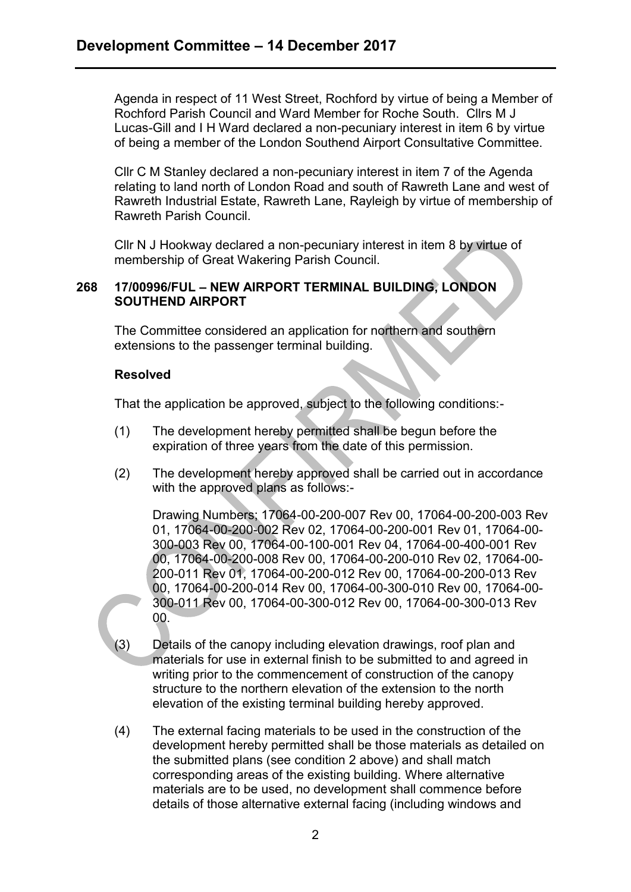Agenda in respect of 11 West Street, Rochford by virtue of being a Member of Rochford Parish Council and Ward Member for Roche South. Cllrs M J Lucas-Gill and I H Ward declared a non-pecuniary interest in item 6 by virtue of being a member of the London Southend Airport Consultative Committee.

Cllr C M Stanley declared a non-pecuniary interest in item 7 of the Agenda relating to land north of London Road and south of Rawreth Lane and west of Rawreth Industrial Estate, Rawreth Lane, Rayleigh by virtue of membership of Rawreth Parish Council.

Cllr N J Hookway declared a non-pecuniary interest in item 8 by virtue of membership of Great Wakering Parish Council.

## 268 17/00996/FUL – NEW AIRPORT TERMINAL BUILDING, LONDON SOUTHEND AIRPORT

The Committee considered an application for northern and southern extensions to the passenger terminal building.

**Resolved**

That the application be approved, subject to the following conditions:-

(1) The development hereby permitted shall be begun before the expiration of three years from the date of this permission.

(2) The development hereby approved shall be carried out in accordance with the approved plans as follows:-

Drawing Numbers; 17064-00-200-007 Rev 00, 17064-00-200-003 Rev 01, 17064-00-200-002 Rev 02, 17064-00-200-001 Rev 01, 17064-00-300-003 Rev 00, 17064-00-100-001 Rev 04, 17064-00-400-001 Rev 00, 17064-00-200-008 Rev 00, 17064-00-200-010 Rev 02, 17064-00-200-011 Rev 01, 17064-00-200-012 Rev 00, 17064-00-200-013 Rev 00, 17064-00-200-014 Rev 00, 17064-00-300-010 Rev 00, 17064-00-300-011 Rev 00, 17064-00-300-012 Rev 00, 17064-00-300-013 Rev 00.

(3) Details of the canopy including elevation drawings, roof plan and materials for use in external finish to be submitted to and agreed in writing prior to the commencement of construction of the canopy structure to the northern elevation of the extension to the north elevation of the existing terminal building hereby approved.

(4) The external facing materials to be used in the construction of the development hereby permitted shall be those materials as detailed on the submitted plans (see condition 2 above) and shall match corresponding areas of the existing building. Where alternative materials are to be used, no development shall commence before details of those alternative external facing (including windows and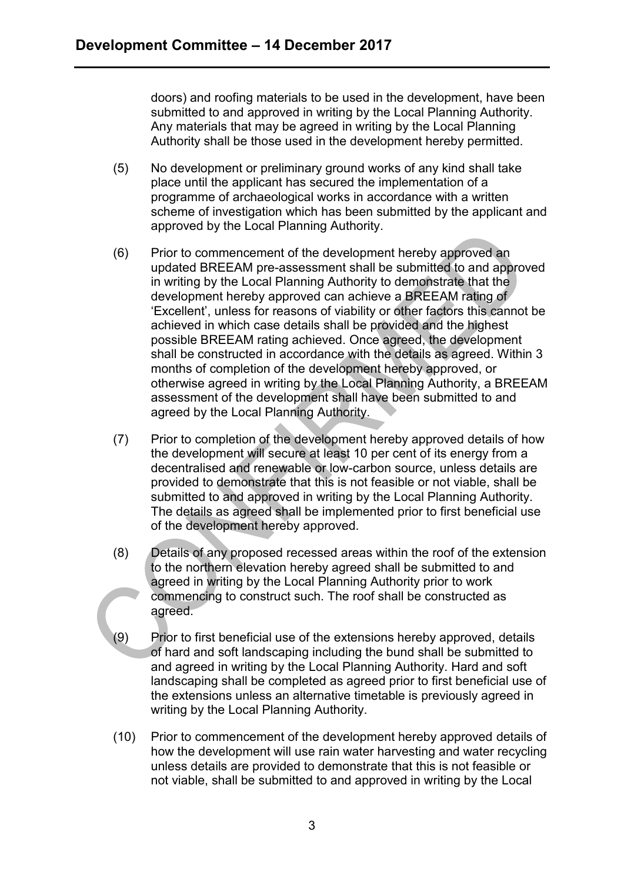doors) and roofing materials to be used in the development, have been submitted to and approved in writing by the Local Planning Authority. Any materials that may be agreed in writing by the Local Planning Authority shall be those used in the development hereby permitted.

(5) No development or preliminary ground works of any kind shall take place until the applicant has secured the implementation of a programme of archaeological works in accordance with a written scheme of investigation which has been submitted by the applicant and approved by the Local Planning Authority.

(6) Prior to commencement of the development hereby approved an updated BREEAM pre-assessment shall be submitted to and approved in writing by the Local Planning Authority to demonstrate that the development hereby approved can achieve a BREEAM rating of 'Excellent', unless for reasons of viability or other factors this cannot be achieved in which case details shall be provided and the highest possible BREEAM rating achieved. Once agreed, the development shall be constructed in accordance with the details as agreed. Within 3 months of completion of the development hereby approved, or otherwise agreed in writing by the Local Planning Authority, a BREEAM assessment of the development shall have been submitted to and agreed by the Local Planning Authority.

(7) Prior to completion of the development hereby approved details of how the development will secure at least 10 per cent of its energy from a decentralised and renewable or low-carbon source, unless details are provided to demonstrate that this is not feasible or not viable, shall be submitted to and approved in writing by the Local Planning Authority. The details as agreed shall be implemented prior to first beneficial use of the development hereby approved.

(8) Details of any proposed recessed areas within the roof of the extension to the northern elevation hereby agreed shall be submitted to and agreed in writing by the Local Planning Authority prior to work commencing to construct such. The roof shall be constructed as agreed.

(9) Prior to first beneficial use of the extensions hereby approved, details of hard and soft landscaping including the bund shall be submitted to and agreed in writing by the Local Planning Authority. Hard and soft landscaping shall be completed as agreed prior to first beneficial use of the extensions unless an alternative timetable is previously agreed in writing by the Local Planning Authority.

(10) Prior to commencement of the development hereby approved details of how the development will use rain water harvesting and water recycling unless details are provided to demonstrate that this is not feasible or not viable, shall be submitted to and approved in writing by the Local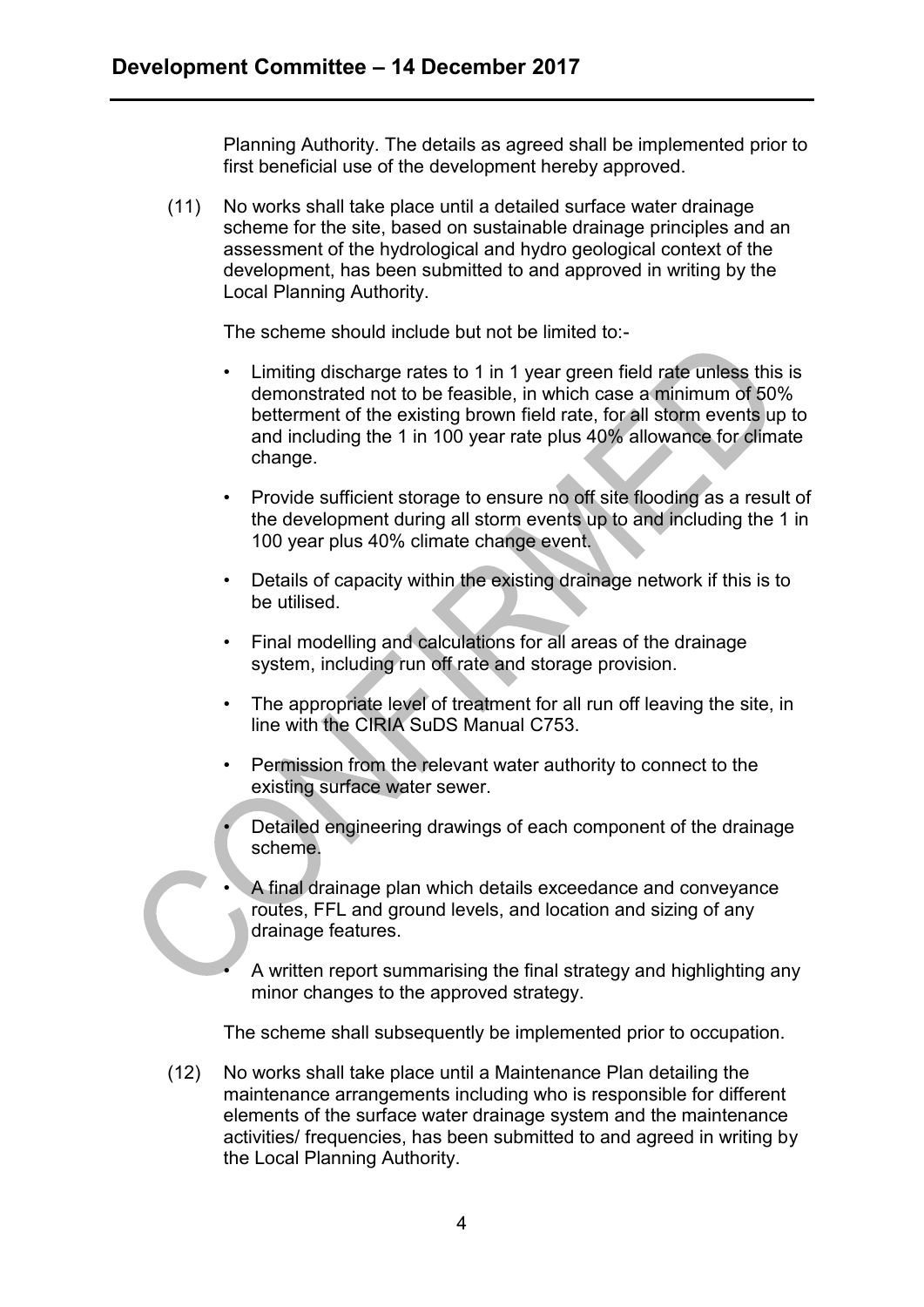Planning Authority. The details as agreed shall be implemented prior to first beneficial use of the development hereby approved.

(11) No works shall take place until a detailed surface water drainage scheme for the site, based on sustainable drainage principles and an assessment of the hydrological and hydro geological context of the development, has been submitted to and approved in writing by the Local Planning Authority.

The scheme should include but not be limited to:-

- Limiting discharge rates to 1 in 1 year green field rate unless this is demonstrated not to be feasible, in which case a minimum of 50% betterment of the existing brown field rate, for all storm events up to and including the 1 in 100 year rate plus 40% allowance for climate change.
- Provide sufficient storage to ensure no off site flooding as a result of the development during all storm events up to and including the 1 in 100 year plus 40% climate change event.
- Details of capacity within the existing drainage network if this is to be utilised.
- Final modelling and calculations for all areas of the drainage system, including run off rate and storage provision.
- The appropriate level of treatment for all run off leaving the site, in line with the CIRIA SuDS Manual C753.
- Permission from the relevant water authority to connect to the existing surface water sewer.
- Detailed engineering drawings of each component of the drainage scheme.
- A final drainage plan which details exceedance and conveyance routes, FFL and ground levels, and location and sizing of any drainage features.
- A written report summarising the final strategy and highlighting any minor changes to the approved strategy.

The scheme shall subsequently be implemented prior to occupation.

(12) No works shall take place until a Maintenance Plan detailing the maintenance arrangements including who is responsible for different elements of the surface water drainage system and the maintenance activities/ frequencies, has been submitted to and agreed in writing by the Local Planning Authority.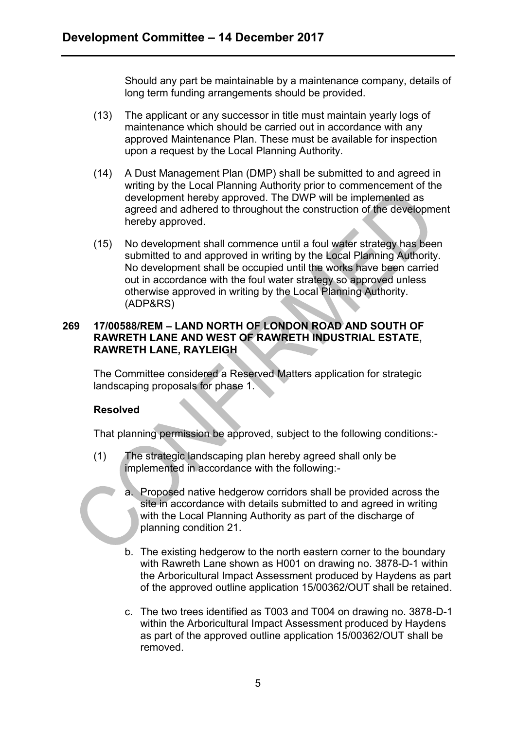Should any part be maintainable by a maintenance company, details of long term funding arrangements should be provided.

(13) The applicant or any successor in title must maintain yearly logs of maintenance which should be carried out in accordance with any approved Maintenance Plan. These must be available for inspection upon a request by the Local Planning Authority.

(14) A Dust Management Plan (DMP) shall be submitted to and agreed in writing by the Local Planning Authority prior to commencement of the development hereby approved. The DWP will be implemented as agreed and adhered to throughout the construction of the development hereby approved.

(15) No development shall commence until a foul water strategy has been submitted to and approved in writing by the Local Planning Authority. No development shall be occupied until the works have been carried out in accordance with the foul water strategy so approved unless otherwise approved in writing by the Local Planning Authority. (ADP&RS)

**269 17/00588/REM – LAND NORTH OF LONDON ROAD AND SOUTH OF RAWRETH LANE AND WEST OF RAWRETH INDUSTRIAL ESTATE, RAWRETH LANE, RAYLEIGH**

The Committee considered a Reserved Matters application for strategic landscaping proposals for phase 1.

**Resolved**

That planning permission be approved, subject to the following conditions:-

(1) The strategic landscaping plan hereby agreed shall only be implemented in accordance with the following:-

a. Proposed native hedgerow corridors shall be provided across the site in accordance with details submitted to and agreed in writing with the Local Planning Authority as part of the discharge of planning condition 21.

b. The existing hedgerow to the north eastern corner to the boundary with Rawreth Lane shown as H001 on drawing no. 3878-D-1 within the Arboricultural Impact Assessment produced by Haydens as part of the approved outline application 15/00362/OUT shall be retained.

c. The two trees identified as T003 and T004 on drawing no. 3878-D-1 within the Arboricultural Impact Assessment produced by Haydens as part of the approved outline application 15/00362/OUT shall be removed.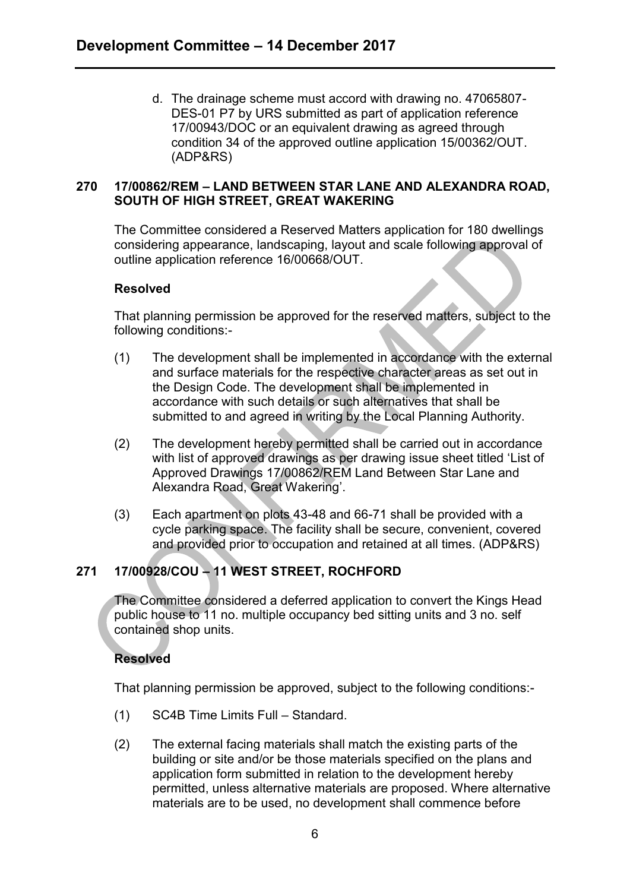d. The drainage scheme must accord with drawing no. 47065807-DES-01 P7 by URS submitted as part of application reference 17/00943/DOC or an equivalent drawing as agreed through condition 34 of the approved outline application 15/00362/OUT. (ADP&RS)

## 270 17/00862/REM – LAND BETWEEN STAR LANE AND ALEXANDRA ROAD, SOUTH OF HIGH STREET, GREAT WAKERING

The Committee considered a Reserved Matters application for 180 dwellings considering appearance, landscaping, layout and scale following approval of outline application reference 16/00668/OUT.

**Resolved**

That planning permission be approved for the reserved matters, subject to the following conditions:-

(1) The development shall be implemented in accordance with the external and surface materials for the respective character areas as set out in the Design Code. The development shall be implemented in accordance with such details or such alternatives that shall be submitted to and agreed in writing by the Local Planning Authority.

(2) The development hereby permitted shall be carried out in accordance with list of approved drawings as per drawing issue sheet titled 'List of Approved Drawings 17/00862/REM Land Between Star Lane and Alexandra Road, Great Wakering'.

(3) Each apartment on plots 43-48 and 66-71 shall be provided with a cycle parking space. The facility shall be secure, convenient, covered and provided prior to occupation and retained at all times. (ADP&RS)

## 271 17/00928/COU – 11 WEST STREET, ROCHFORD

The Committee considered a deferred application to convert the Kings Head public house to 11 no. multiple occupancy bed sitting units and 3 no. self contained shop units.

**Resolved**

That planning permission be approved, subject to the following conditions:-

(1) SC4B Time Limits Full – Standard.

(2) The external facing materials shall match the existing parts of the building or site and/or be those materials specified on the plans and application form submitted in relation to the development hereby permitted, unless alternative materials are proposed. Where alternative materials are to be used, no development shall commence before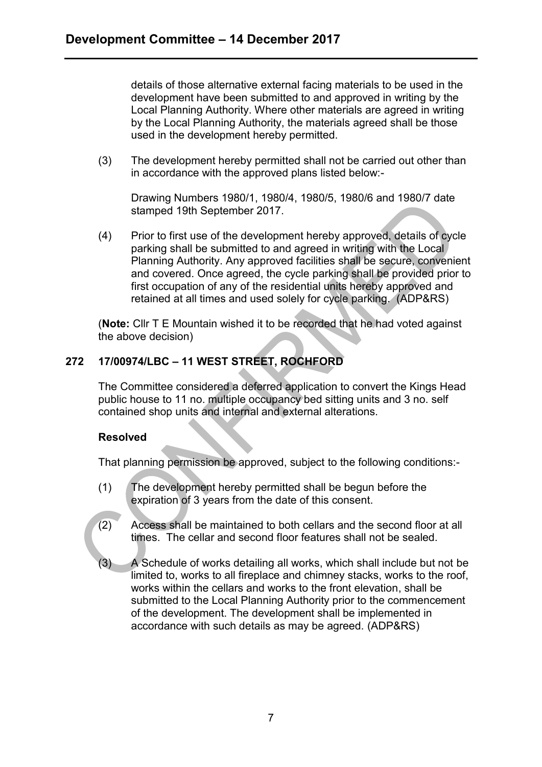details of those alternative external facing materials to be used in the development have been submitted to and approved in writing by the Local Planning Authority. Where other materials are agreed in writing by the Local Planning Authority, the materials agreed shall be those used in the development hereby permitted.

(3) The development hereby permitted shall not be carried out other than in accordance with the approved plans listed below:-

Drawing Numbers 1980/1, 1980/4, 1980/5, 1980/6 and 1980/7 date stamped 19th September 2017.

(4) Prior to first use of the development hereby approved, details of cycle parking shall be submitted to and agreed in writing with the Local Planning Authority. Any approved facilities shall be secure, convenient and covered. Once agreed, the cycle parking shall be provided prior to first occupation of any of the residential units hereby approved and retained at all times and used solely for cycle parking. (ADP&RS)

(**Note:** Cllr T E Mountain wished it to be recorded that he had voted against the above decision)

## 272 17/00974/LBC – 11 WEST STREET, ROCHFORD

The Committee considered a deferred application to convert the Kings Head public house to 11 no. multiple occupancy bed sitting units and 3 no. self contained shop units and internal and external alterations.

**Resolved**

That planning permission be approved, subject to the following conditions:-

(1) The development hereby permitted shall be begun before the expiration of 3 years from the date of this consent.

(2) Access shall be maintained to both cellars and the second floor at all times. The cellar and second floor features shall not be sealed.

(3) A Schedule of works detailing all works, which shall include but not be limited to, works to all fireplace and chimney stacks, works to the roof, works within the cellars and works to the front elevation, shall be submitted to the Local Planning Authority prior to the commencement of the development. The development shall be implemented in accordance with such details as may be agreed. (ADP&RS)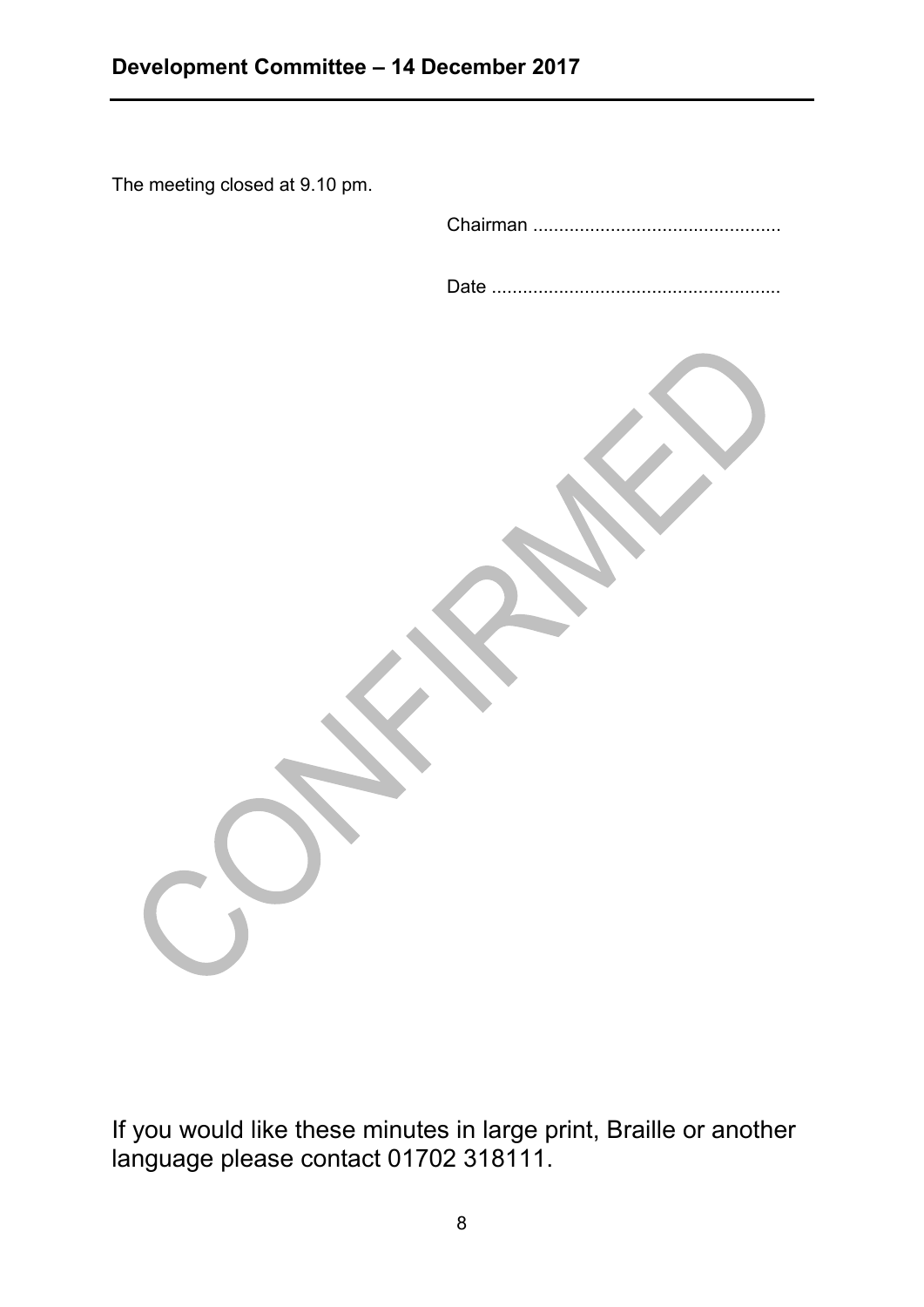The meeting closed at 9.10 pm.

Chairman ................................................

Date ........................................................

CONFIRMED

If you would like these minutes in large print, Braille or another language please contact 01702 318111.